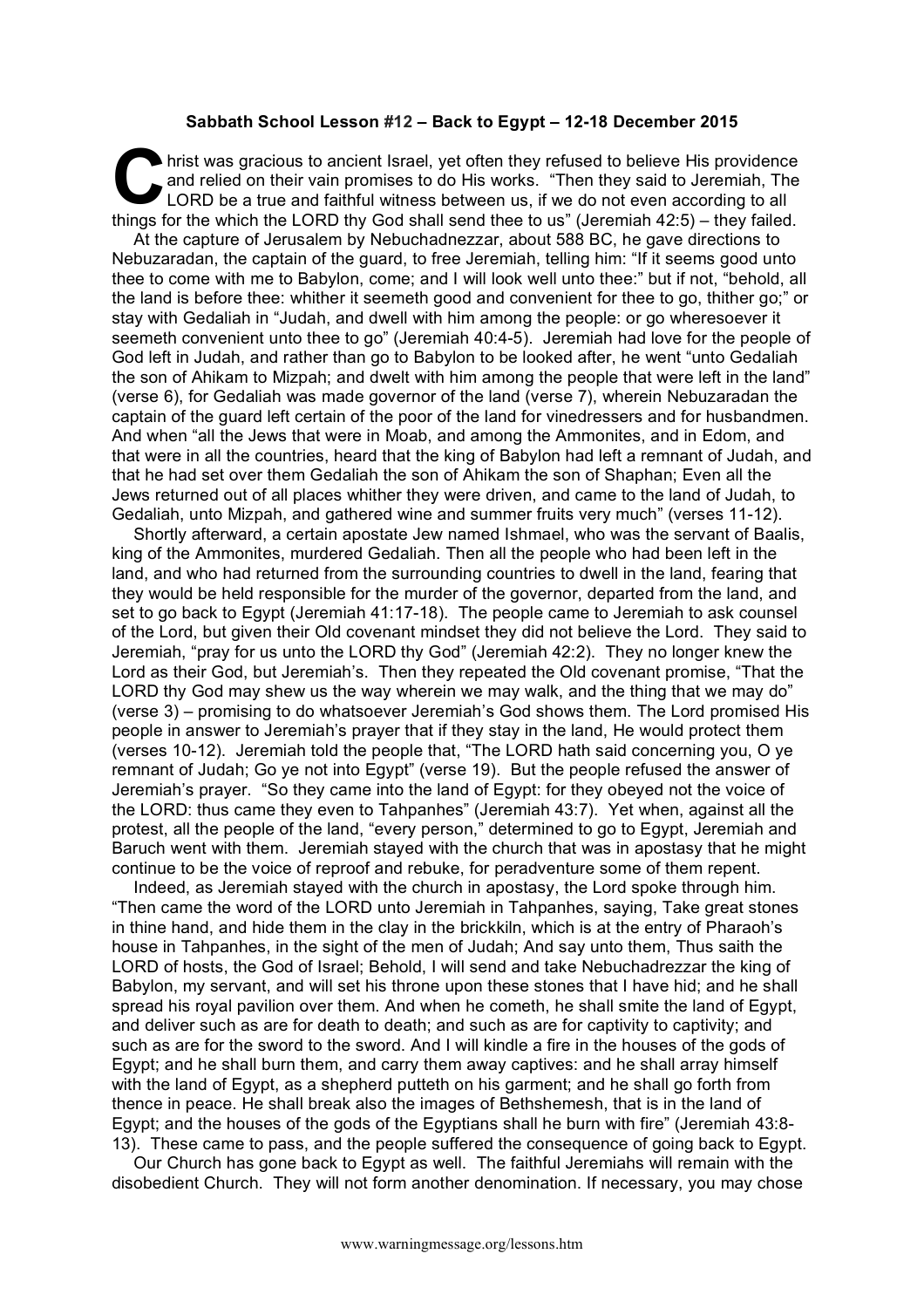**Sabbath School Lesson #12 – Back to Egypt – 12-18 December 2015**

Christ was gracious to ancient Israel, yet often they refused to believe His providence and relied on their vain promises to do His works. "Then they said to Jeremiah, The LORD be a true and faithful witness between us, if we do not even according to all things for the which the LORD thy God shall send thee to us" (Jeremiah 42:5) – they failed.

At the capture of Jerusalem by Nebuchadnezzar, about 588 BC, he gave directions to Nebuzaradan, the captain of the guard, to free Jeremiah, telling him: "If it seems good unto thee to come with me to Babylon, come; and I will look well unto thee:" but if not, "behold, all the land is before thee: whither it seemeth good and convenient for thee to go, thither go;" or stay with Gedaliah in "Judah, and dwell with him among the people: or go wheresoever it seemeth convenient unto thee to go" (Jeremiah 40:4-5). Jeremiah had love for the people of God left in Judah, and rather than go to Babylon to be looked after, he went "unto Gedaliah the son of Ahikam to Mizpah; and dwelt with him among the people that were left in the land" (verse 6), for Gedaliah was made governor of the land (verse 7), wherein Nebuzaradan the captain of the guard left certain of the poor of the land for vinedressers and for husbandmen. And when "all the Jews that were in Moab, and among the Ammonites, and in Edom, and that were in all the countries, heard that the king of Babylon had left a remnant of Judah, and that he had set over them Gedaliah the son of Ahikam the son of Shaphan; Even all the Jews returned out of all places whither they were driven, and came to the land of Judah, to Gedaliah, unto Mizpah, and gathered wine and summer fruits very much" (verses 11-12).

Shortly afterward, a certain apostate Jew named Ishmael, who was the servant of Baalis, king of the Ammonites, murdered Gedaliah. Then all the people who had been left in the land, and who had returned from the surrounding countries to dwell in the land, fearing that they would be held responsible for the murder of the governor, departed from the land, and set to go back to Egypt (Jeremiah 41:17-18). The people came to Jeremiah to ask counsel of the Lord, but given their Old covenant mindset they did not believe the Lord. They said to Jeremiah, "pray for us unto the LORD thy God" (Jeremiah 42:2). They no longer knew the Lord as their God, but Jeremiah's. Then they repeated the Old covenant promise, "That the LORD thy God may shew us the way wherein we may walk, and the thing that we may do" (verse 3) – promising to do whatsoever Jeremiah's God shows them. The Lord promised His people in answer to Jeremiah's prayer that if they stay in the land, He would protect them (verses 10-12). Jeremiah told the people that, "The LORD hath said concerning you, O ye remnant of Judah; Go ye not into Egypt" (verse 19). But the people refused the answer of Jeremiah's prayer. "So they came into the land of Egypt: for they obeyed not the voice of the LORD: thus came they even to Tahpanhes" (Jeremiah 43:7). Yet when, against all the protest, all the people of the land, "every person," determined to go to Egypt, Jeremiah and Baruch went with them. Jeremiah stayed with the church that was in apostasy that he might continue to be the voice of reproof and rebuke, for peradventure some of them repent.

Indeed, as Jeremiah stayed with the church in apostasy, the Lord spoke through him. "Then came the word of the LORD unto Jeremiah in Tahpanhes, saying, Take great stones in thine hand, and hide them in the clay in the brickkiln, which is at the entry of Pharaoh's house in Tahpanhes, in the sight of the men of Judah; And say unto them, Thus saith the LORD of hosts, the God of Israel; Behold, I will send and take Nebuchadrezzar the king of Babylon, my servant, and will set his throne upon these stones that I have hid; and he shall spread his royal pavilion over them. And when he cometh, he shall smite the land of Egypt, and deliver such as are for death to death; and such as are for captivity to captivity; and such as are for the sword to the sword. And I will kindle a fire in the houses of the gods of Egypt; and he shall burn them, and carry them away captives: and he shall array himself with the land of Egypt, as a shepherd putteth on his garment; and he shall go forth from thence in peace. He shall break also the images of Bethshemesh, that is in the land of Egypt; and the houses of the gods of the Egyptians shall he burn with fire" (Jeremiah 43:8-13). These came to pass, and the people suffered the consequence of going back to Egypt.

Our Church has gone back to Egypt as well. The faithful Jeremiahs will remain with the disobedient Church. They will not form another denomination. If necessary, you may chose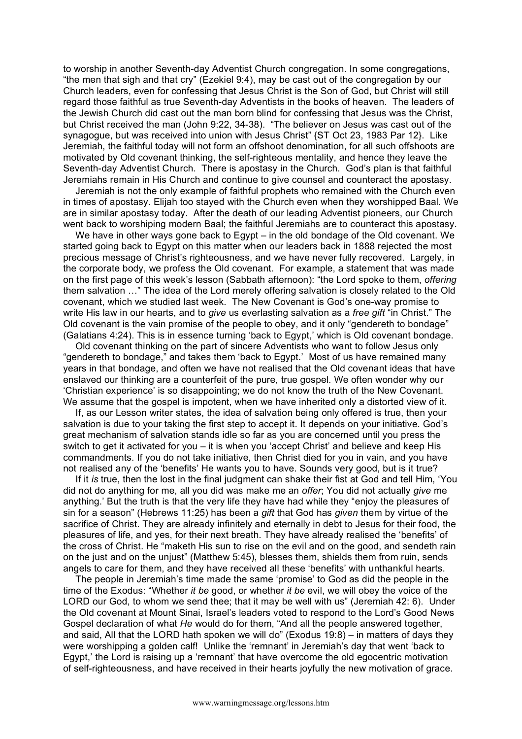to worship in another Seventh-day Adventist Church congregation. In some congregations, "the men that sigh and that cry" (Ezekiel 9:4), may be cast out of the congregation by our Church leaders, even for confessing that Jesus Christ is the Son of God, but Christ will still regard those faithful as true Seventh-day Adventists in the books of heaven. The leaders of the Jewish Church did cast out the man born blind for confessing that Jesus was the Christ, but Christ received the man (John 9:22, 34-38). "The believer on Jesus was cast out of the synagogue, but was received into union with Jesus Christ" {ST Oct 23, 1983 Par 12}. Like Jeremiah, the faithful today will not form an offshoot denomination, for all such offshoots are motivated by Old covenant thinking, the self-righteous mentality, and hence they leave the Seventh-day Adventist Church. There is apostasy in the Church. God's plan is that faithful Jeremiahs remain in His Church and continue to give counsel and counteract the apostasy.

Jeremiah is not the only example of faithful prophets who remained with the Church even in times of apostasy. Elijah too stayed with the Church even when they worshipped Baal. We are in similar apostasy today. After the death of our leading Adventist pioneers, our Church went back to worshiping modern Baal; the faithful Jeremiahs are to counteract this apostasy.

We have in other ways gone back to Egypt – in the old bondage of the Old covenant. We started going back to Egypt on this matter when our leaders back in 1888 rejected the most precious message of Christ's righteousness, and we have never fully recovered. Largely, in the corporate body, we profess the Old covenant. For example, a statement that was made on the first page of this week's lesson (Sabbath afternoon): "the Lord spoke to them, *offering* them salvation …" The idea of the Lord merely offering salvation is closely related to the Old covenant, which we studied last week. The New Covenant is God's one-way promise to write His law in our hearts, and to *give* us everlasting salvation as a *free gift* "in Christ." The Old covenant is the vain promise of the people to obey, and it only "gendereth to bondage" (Galatians 4:24). This is in essence turning 'back to Egypt,' which is Old covenant bondage.

Old covenant thinking on the part of sincere Adventists who want to follow Jesus only "gendereth to bondage," and takes them 'back to Egypt.' Most of us have remained many years in that bondage, and often we have not realised that the Old covenant ideas that have enslaved our thinking are a counterfeit of the pure, true gospel. We often wonder why our 'Christian experience' is so disappointing; we do not know the truth of the New Covenant. We assume that the gospel is impotent, when we have inherited only a distorted view of it.

If, as our Lesson writer states, the idea of salvation being only offered is true, then your salvation is due to your taking the first step to accept it. It depends on your initiative. God's great mechanism of salvation stands idle so far as you are concerned until you press the switch to get it activated for you – it is when you 'accept Christ' and believe and keep His commandments. If you do not take initiative, then Christ died for you in vain, and you have not realised any of the 'benefits' He wants you to have. Sounds very good, but is it true?

If it *is* true, then the lost in the final judgment can shake their fist at God and tell Him, 'You did not do anything for me, all you did was make me an *offer*; You did not actually *give* me anything.' But the truth is that the very life they have had while they "enjoy the pleasures of sin for a season" (Hebrews 11:25) has been a *gift* that God has *given* them by virtue of the sacrifice of Christ. They are already infinitely and eternally in debt to Jesus for their food, the pleasures of life, and yes, for their next breath. They have already realised the 'benefits' of the cross of Christ. He "maketh His sun to rise on the evil and on the good, and sendeth rain on the just and on the unjust" (Matthew 5:45), blesses them, shields them from ruin, sends angels to care for them, and they have received all these 'benefits' with unthankful hearts.

The people in Jeremiah's time made the same 'promise' to God as did the people in the time of the Exodus: "Whether *it be* good, or whether *it be* evil, we will obey the voice of the LORD our God, to whom we send thee; that it may be well with us" (Jeremiah 42: 6). Under the Old covenant at Mount Sinai, Israel's leaders voted to respond to the Lord's Good News Gospel declaration of what *He* would do for them, "And all the people answered together, and said, All that the LORD hath spoken we will do" (Exodus 19:8) – in matters of days they were worshipping a golden calf! Unlike the 'remnant' in Jeremiah's day that went 'back to Egypt,' the Lord is raising up a 'remnant' that have overcome the old egocentric motivation of self-righteousness, and have received in their hearts joyfully the new motivation of grace.

www.warningmessage.org/lessons.htm